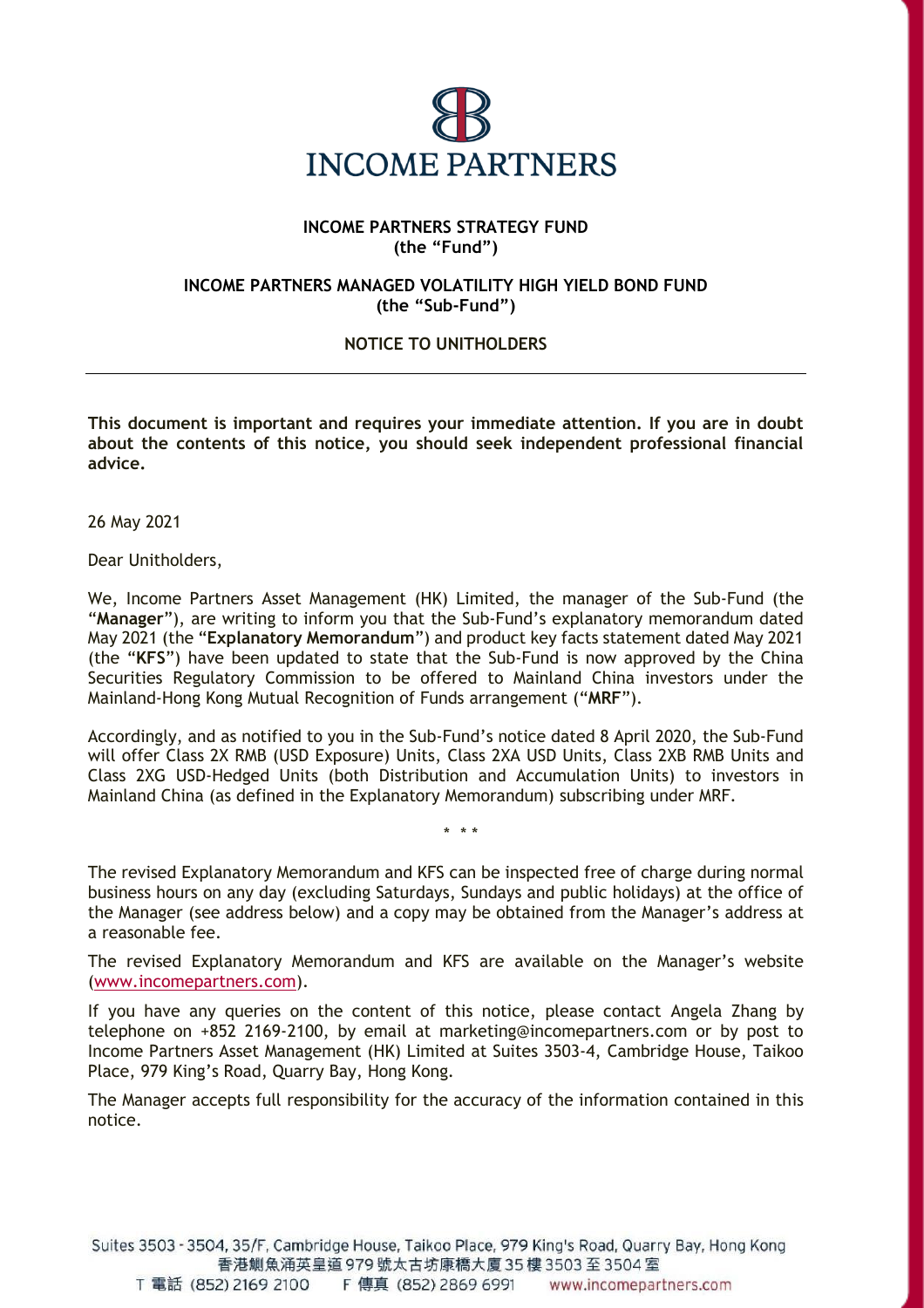# INCOME PARTNERS

**INCOME PARTNERS STRATEGY FUND**
**(the "Fund")**

**INCOME PARTNERS MANAGED VOLATILITY HIGH YIELD BOND FUND**
**(the "Sub-Fund")**

**NOTICE TO UNITHOLDERS**

---

**This document is important and requires your immediate attention. If you are in doubt about the contents of this notice, you should seek independent professional financial advice.**

26 May 2021

Dear Unitholders,

We, Income Partners Asset Management (HK) Limited, the manager of the Sub-Fund (the "**Manager**"), are writing to inform you that the Sub-Fund's explanatory memorandum dated May 2021 (the "**Explanatory Memorandum**") and product key facts statement dated May 2021 (the "**KFS**") have been updated to state that the Sub-Fund is now approved by the China Securities Regulatory Commission to be offered to Mainland China investors under the Mainland-Hong Kong Mutual Recognition of Funds arrangement ("**MRF**").

Accordingly, and as notified to you in the Sub-Fund's notice dated 8 April 2020, the Sub-Fund will offer Class 2X RMB (USD Exposure) Units, Class 2XA USD Units, Class 2XB RMB Units and Class 2XG USD-Hedged Units (both Distribution and Accumulation Units) to investors in Mainland China (as defined in the Explanatory Memorandum) subscribing under MRF.

\* \* \*

The revised Explanatory Memorandum and KFS can be inspected free of charge during normal business hours on any day (excluding Saturdays, Sundays and public holidays) at the office of the Manager (see address below) and a copy may be obtained from the Manager's address at a reasonable fee.

The revised Explanatory Memorandum and KFS are available on the Manager's website (www.incomepartners.com).

If you have any queries on the content of this notice, please contact Angela Zhang by telephone on +852 2169-2100, by email at marketing@incomepartners.com or by post to Income Partners Asset Management (HK) Limited at Suites 3503-4, Cambridge House, Taikoo Place, 979 King's Road, Quarry Bay, Hong Kong.

The Manager accepts full responsibility for the accuracy of the information contained in this notice.

Suites 3503 - 3504, 35/F, Cambridge House, Taikoo Place, 979 King's Road, Quarry Bay, Hong Kong
香港鰂魚涌英皇道979號太古坊康橋大廈35樓3503至3504室
T 電話 (852) 2169 2100 F 傳真 (852) 2869 6991 www.incomepartners.com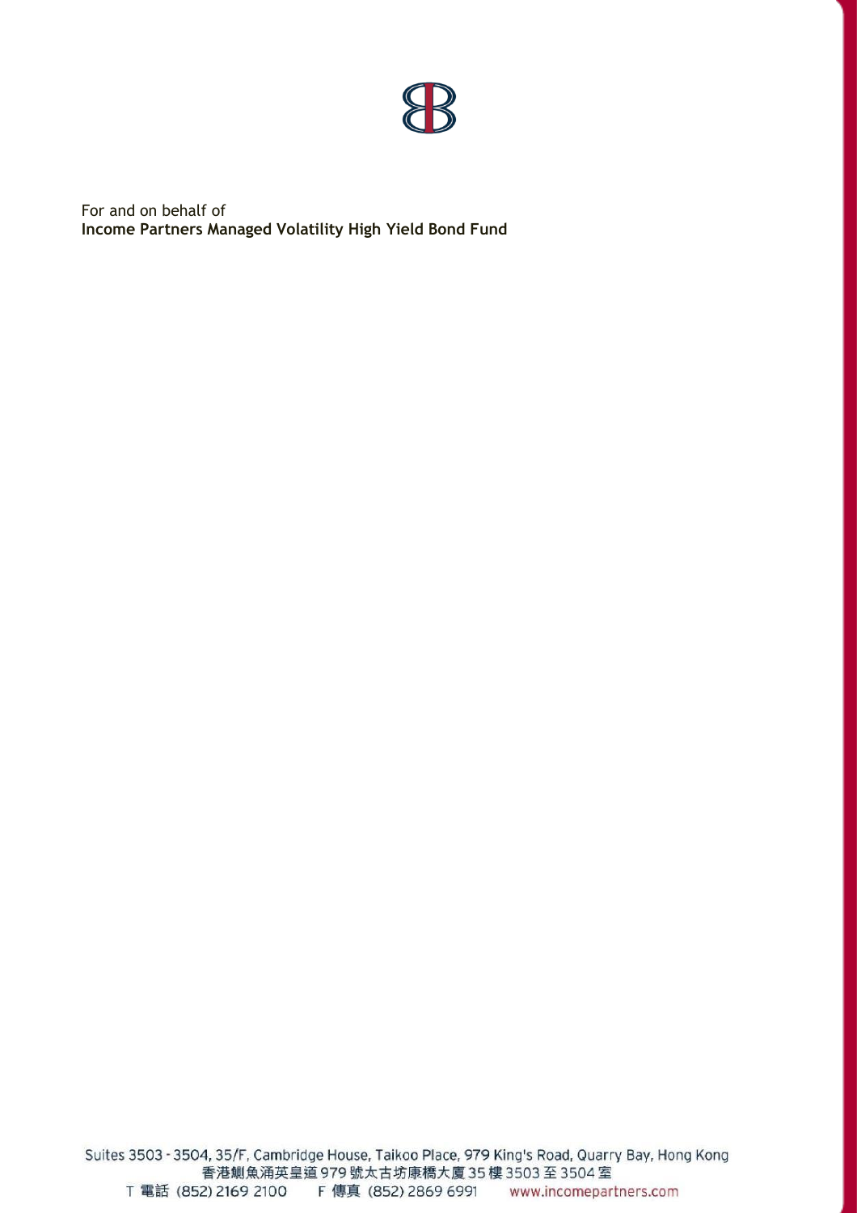For and on behalf of
**Income Partners Managed Volatility High Yield Bond Fund**

Suites 3503 - 3504, 35/F, Cambridge House, Taikoo Place, 979 King's Road, Quarry Bay, Hong Kong
香港鰂魚涌英皇道979號太古坊康橋大廈35樓3503至3504室
T 電話 (852) 2169 2100 F 傳真 (852) 2869 6991 www.incomepartners.com